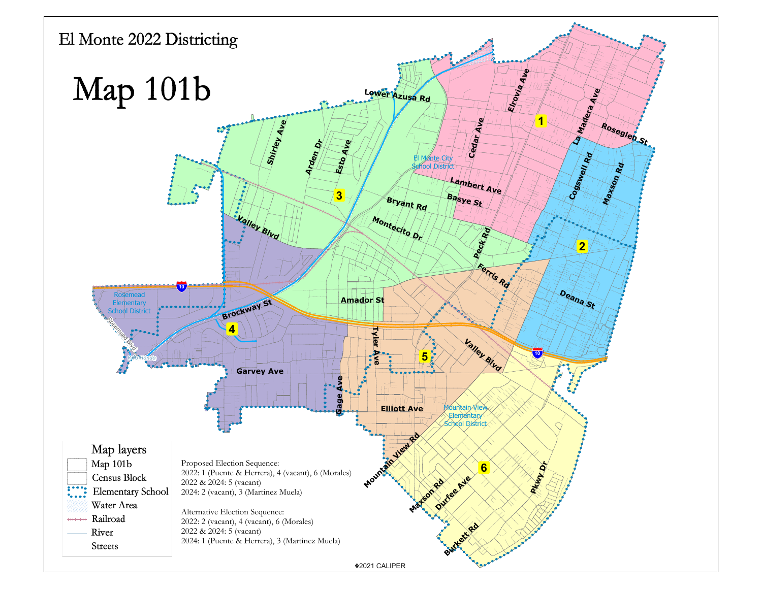# El Monte 2022 Districting

# Map 101b

Map layers
- Map 101b
- Census Block
- Elementary School
- Water Area
- Railroad
- River
- Streets

Proposed Election Sequence:
2022: 1 (Puente & Herrera), 4 (vacant), 6 (Morales)
2022 & 2024: 5 (vacant)
2024: 2 (vacant), 3 (Martinez Muela)

Alternative Election Sequence:
2022: 2 (vacant), 4 (vacant), 6 (Morales)
2022 & 2024: 5 (vacant)
2024: 1 (Puente & Herrera), 3 (Martinez Muela)

©2021 CALIPER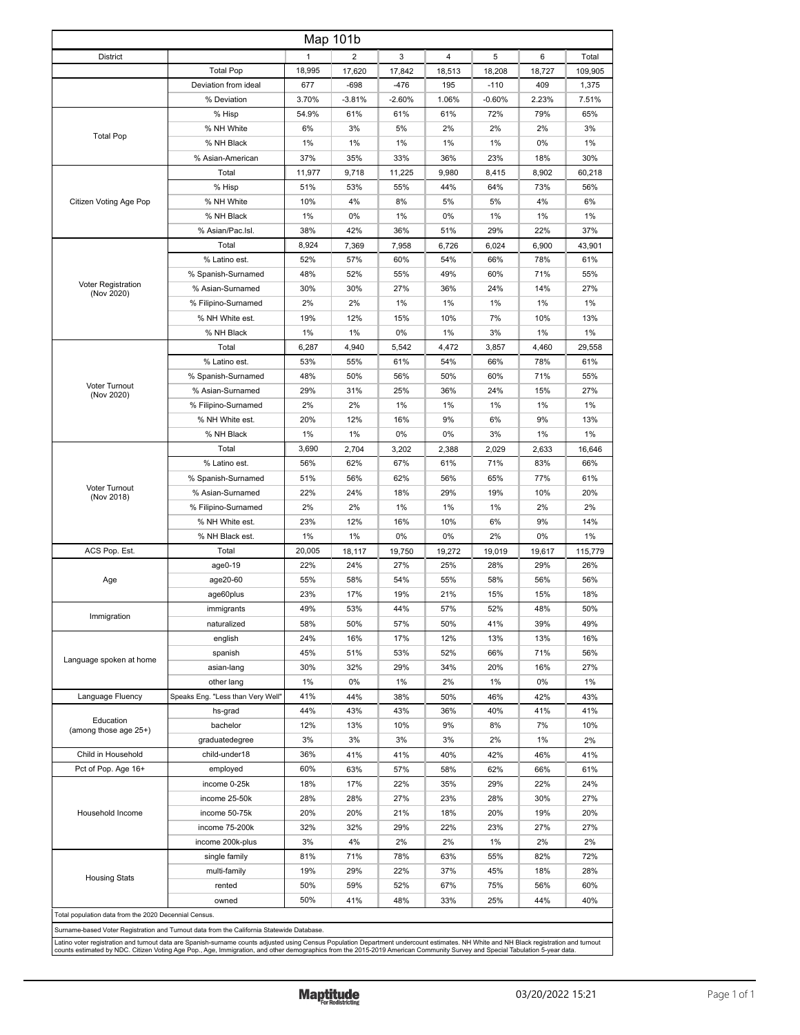# Map 101b

| District | | 1 | 2 | 3 | 4 | 5 | 6 | Total |
|---|---|---|---|---|---|---|---|---|
| | Total Pop | 18,995 | 17,620 | 17,842 | 18,513 | 18,208 | 18,727 | 109,905 |
| | Deviation from ideal | 677 | -698 | -476 | 195 | -110 | 409 | 1,375 |
| | % Deviation | 3.70% | -3.81% | -2.60% | 1.06% | -0.60% | 2.23% | 7.51% |
| Total Pop | % Hisp | 54.9% | 61% | 61% | 61% | 72% | 79% | 65% |
| | % NH White | 6% | 3% | 5% | 2% | 2% | 2% | 3% |
| | % NH Black | 1% | 1% | 1% | 1% | 1% | 0% | 1% |
| | % Asian-American | 37% | 35% | 33% | 36% | 23% | 18% | 30% |
| Citizen Voting Age Pop | Total | 11,977 | 9,718 | 11,225 | 9,980 | 8,415 | 8,902 | 60,218 |
| | % Hisp | 51% | 53% | 55% | 44% | 64% | 73% | 56% |
| | % NH White | 10% | 4% | 8% | 5% | 5% | 4% | 6% |
| | % NH Black | 1% | 0% | 1% | 0% | 1% | 1% | 1% |
| | % Asian/Pac.Isl. | 38% | 42% | 36% | 51% | 29% | 22% | 37% |
| Voter Registration (Nov 2020) | Total | 8,924 | 7,369 | 7,958 | 6,726 | 6,024 | 6,900 | 43,901 |
| | % Latino est. | 52% | 57% | 60% | 54% | 66% | 78% | 61% |
| | % Spanish-Surnamed | 48% | 52% | 55% | 49% | 60% | 71% | 55% |
| | % Asian-Surnamed | 30% | 30% | 27% | 36% | 24% | 14% | 27% |
| | % Filipino-Surnamed | 2% | 2% | 1% | 1% | 1% | 1% | 1% |
| | % NH White est. | 19% | 12% | 15% | 10% | 7% | 10% | 13% |
| | % NH Black | 1% | 1% | 0% | 1% | 3% | 1% | 1% |
| Voter Turnout (Nov 2020) | Total | 6,287 | 4,940 | 5,542 | 4,472 | 3,857 | 4,460 | 29,558 |
| | % Latino est. | 53% | 55% | 61% | 54% | 66% | 78% | 61% |
| | % Spanish-Surnamed | 48% | 50% | 56% | 50% | 60% | 71% | 55% |
| | % Asian-Surnamed | 29% | 31% | 25% | 36% | 24% | 15% | 27% |
| | % Filipino-Surnamed | 2% | 2% | 1% | 1% | 1% | 1% | 1% |
| | % NH White est. | 20% | 12% | 16% | 9% | 6% | 9% | 13% |
| | % NH Black | 1% | 1% | 0% | 0% | 3% | 1% | 1% |
| Voter Turnout (Nov 2018) | Total | 3,690 | 2,704 | 3,202 | 2,388 | 2,029 | 2,633 | 16,646 |
| | % Latino est. | 56% | 62% | 67% | 61% | 71% | 83% | 66% |
| | % Spanish-Surnamed | 51% | 56% | 62% | 56% | 65% | 77% | 61% |
| | % Asian-Surnamed | 22% | 24% | 18% | 29% | 19% | 10% | 20% |
| | % Filipino-Surnamed | 2% | 2% | 1% | 1% | 1% | 2% | 2% |
| | % NH White est. | 23% | 12% | 16% | 10% | 6% | 9% | 14% |
| | % NH Black est. | 1% | 1% | 0% | 0% | 2% | 0% | 1% |
| ACS Pop. Est. | Total | 20,005 | 18,117 | 19,750 | 19,272 | 19,019 | 19,617 | 115,779 |
| Age | age0-19 | 22% | 24% | 27% | 25% | 28% | 29% | 26% |
| | age20-60 | 55% | 58% | 54% | 55% | 58% | 56% | 56% |
| | age60plus | 23% | 17% | 19% | 21% | 15% | 15% | 18% |
| Immigration | immigrants | 49% | 53% | 44% | 57% | 52% | 48% | 50% |
| | naturalized | 58% | 50% | 57% | 50% | 41% | 39% | 49% |
| Language spoken at home | english | 24% | 16% | 17% | 12% | 13% | 13% | 16% |
| | spanish | 45% | 51% | 53% | 52% | 66% | 71% | 56% |
| | asian-lang | 30% | 32% | 29% | 34% | 20% | 16% | 27% |
| | other lang | 1% | 0% | 1% | 2% | 1% | 0% | 1% |
| Language Fluency | Speaks Eng. "Less than Very Well" | 41% | 44% | 38% | 50% | 46% | 42% | 43% |
| Education (among those age 25+) | hs-grad | 44% | 43% | 43% | 36% | 40% | 41% | 41% |
| | bachelor | 12% | 13% | 10% | 9% | 8% | 7% | 10% |
| | graduatedegree | 3% | 3% | 3% | 3% | 2% | 1% | 2% |
| Child in Household | child-under18 | 36% | 41% | 41% | 40% | 42% | 46% | 41% |
| Pct of Pop. Age 16+ | employed | 60% | 63% | 57% | 58% | 62% | 66% | 61% |
| Household Income | income 0-25k | 18% | 17% | 22% | 35% | 29% | 22% | 24% |
| | income 25-50k | 28% | 28% | 27% | 23% | 28% | 30% | 27% |
| | income 50-75k | 20% | 20% | 21% | 18% | 20% | 19% | 20% |
| | income 75-200k | 32% | 32% | 29% | 22% | 23% | 27% | 27% |
| | income 200k-plus | 3% | 4% | 2% | 2% | 1% | 2% | 2% |
| Housing Stats | single family | 81% | 71% | 78% | 63% | 55% | 82% | 72% |
| | multi-family | 19% | 29% | 22% | 37% | 45% | 18% | 28% |
| | rented | 50% | 59% | 52% | 67% | 75% | 56% | 60% |
| | owned | 50% | 41% | 48% | 33% | 25% | 44% | 40% |

Total population data from the 2020 Decennial Census.

Surname-based Voter Registration and Turnout data from the California Statewide Database.

Latino voter registration and turnout data are Spanish-surname counts adjusted using Census Population Department undercount estimates. NH White and NH Black registration and turnout counts estimated by NDC. Citizen Voting Age Pop., Age, Immigration, and other demographics from the 2015-2019 American Community Survey and Special Tabulation 5-year data.

Maptitude For Redistricting 03/20/2022 15:21